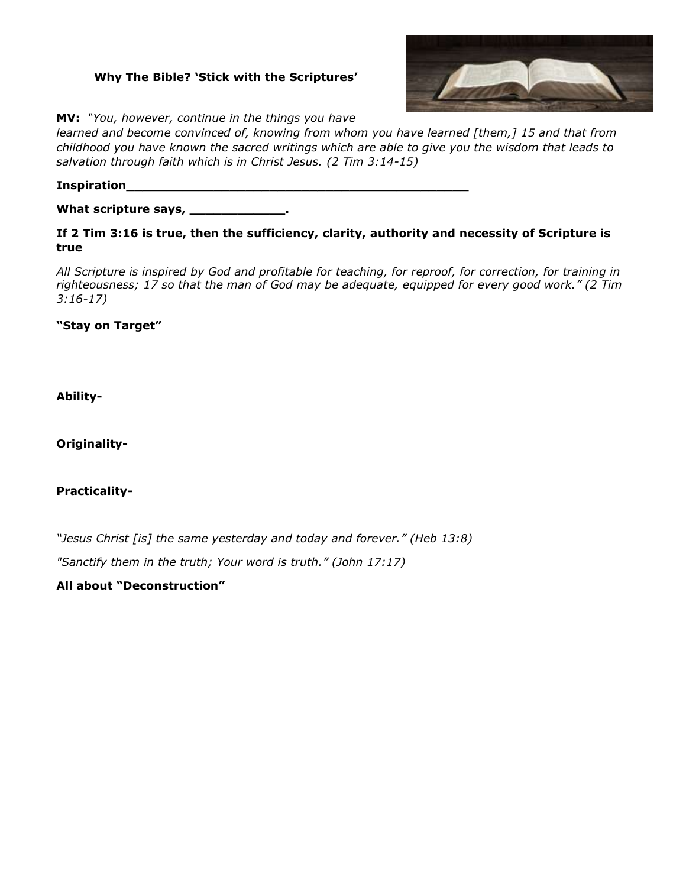**Why The Bible? 'Stick with the Scriptures'**

**MV:** *"You, however, continue in the things you have learned and become convinced of, knowing from whom you have learned [them,] 15 and that from childhood you have known the sacred writings which are able to give you the wisdom that leads to salvation through faith which is in Christ Jesus. (2 Tim 3:14-15)*

**Inspiration______________________________________________**

**What scripture says, ____________.**

**If 2 Tim 3:16 is true, then the sufficiency, clarity, authority and necessity of Scripture is true**

*All Scripture is inspired by God and profitable for teaching, for reproof, for correction, for training in righteousness; 17 so that the man of God may be adequate, equipped for every good work." (2 Tim 3:16-17)*

**"Stay on Target"**

**Ability-**

**Originality-**

**Practicality-**

*"Jesus Christ [is] the same yesterday and today and forever." (Heb 13:8)*

*"Sanctify them in the truth; Your word is truth." (John 17:17)*

**All about "Deconstruction"**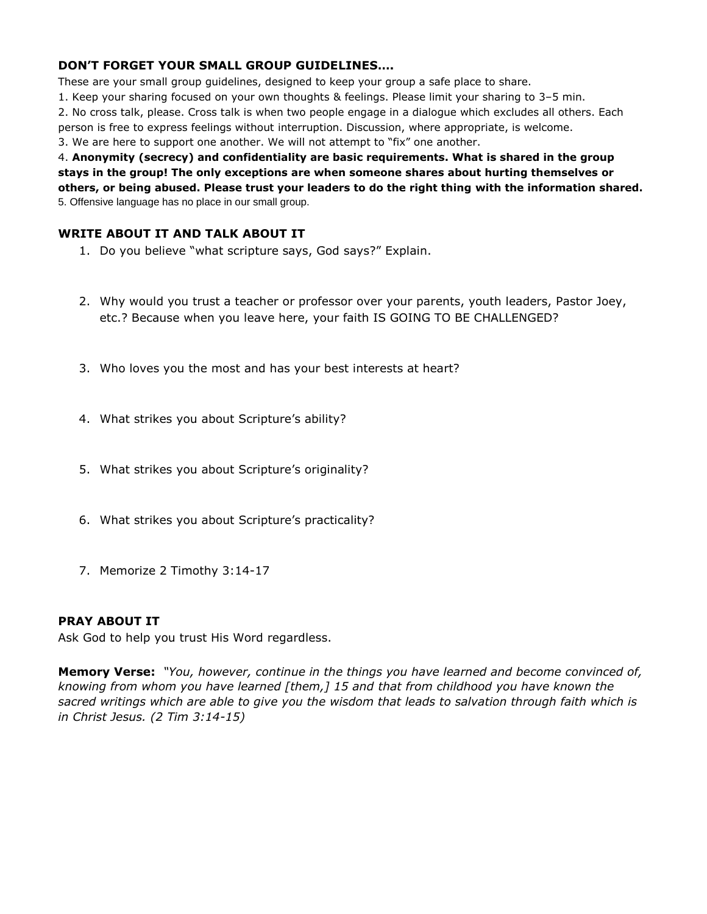**DON'T FORGET YOUR SMALL GROUP GUIDELINES….**

These are your small group guidelines, designed to keep your group a safe place to share.

1. Keep your sharing focused on your own thoughts & feelings. Please limit your sharing to 3–5 min.
2. No cross talk, please. Cross talk is when two people engage in a dialogue which excludes all others. Each person is free to express feelings without interruption. Discussion, where appropriate, is welcome.
3. We are here to support one another. We will not attempt to "fix" one another.
4. **Anonymity (secrecy) and confidentiality are basic requirements. What is shared in the group stays in the group! The only exceptions are when someone shares about hurting themselves or others, or being abused. Please trust your leaders to do the right thing with the information shared.**
5. Offensive language has no place in our small group.

**WRITE ABOUT IT AND TALK ABOUT IT**

1. Do you believe "what scripture says, God says?" Explain.
2. Why would you trust a teacher or professor over your parents, youth leaders, Pastor Joey, etc.? Because when you leave here, your faith IS GOING TO BE CHALLENGED?
3. Who loves you the most and has your best interests at heart?
4. What strikes you about Scripture's ability?
5. What strikes you about Scripture's originality?
6. What strikes you about Scripture's practicality?
7. Memorize 2 Timothy 3:14-17

**PRAY ABOUT IT**

Ask God to help you trust His Word regardless.

**Memory Verse:** *"You, however, continue in the things you have learned and become convinced of, knowing from whom you have learned [them,] 15 and that from childhood you have known the sacred writings which are able to give you the wisdom that leads to salvation through faith which is in Christ Jesus. (2 Tim 3:14-15)*